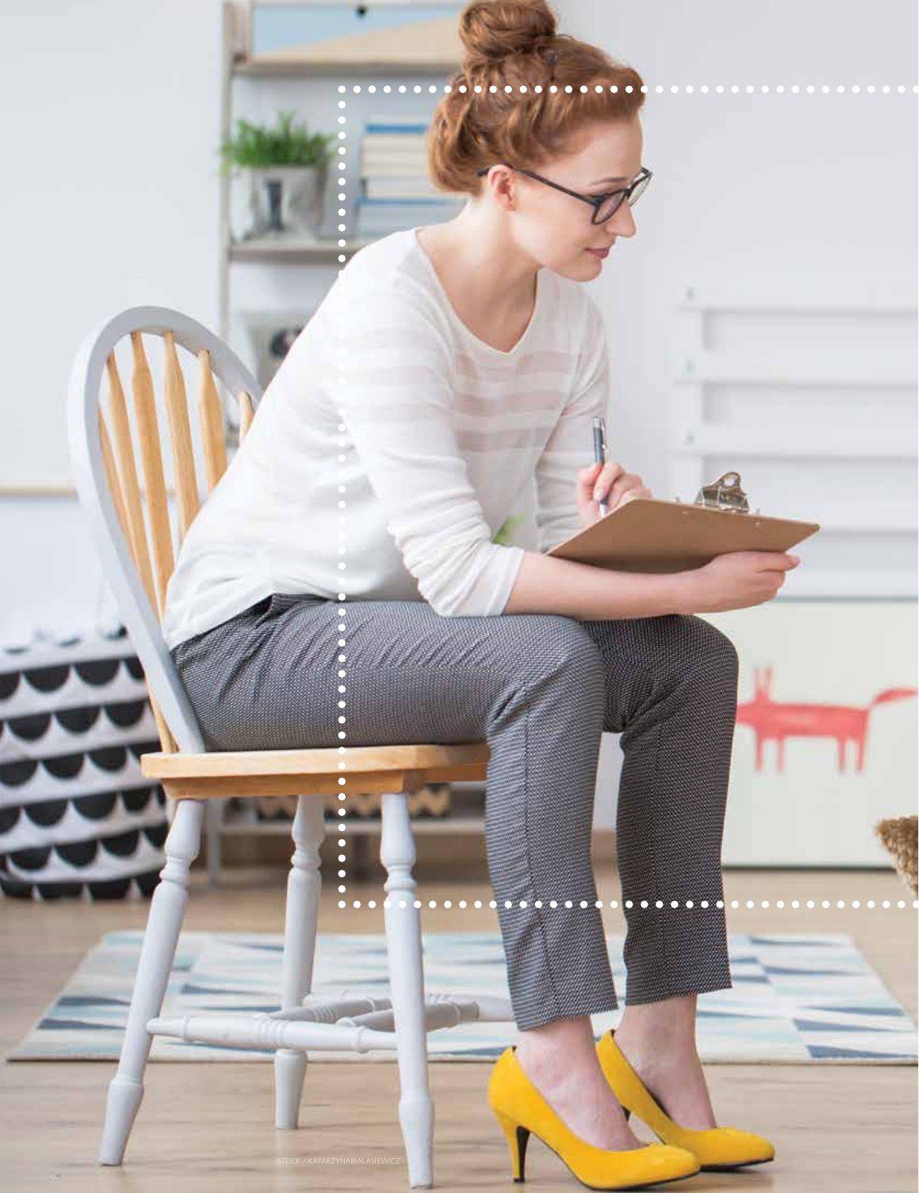ISTOCK / KATARZYNABIALASIEWICZ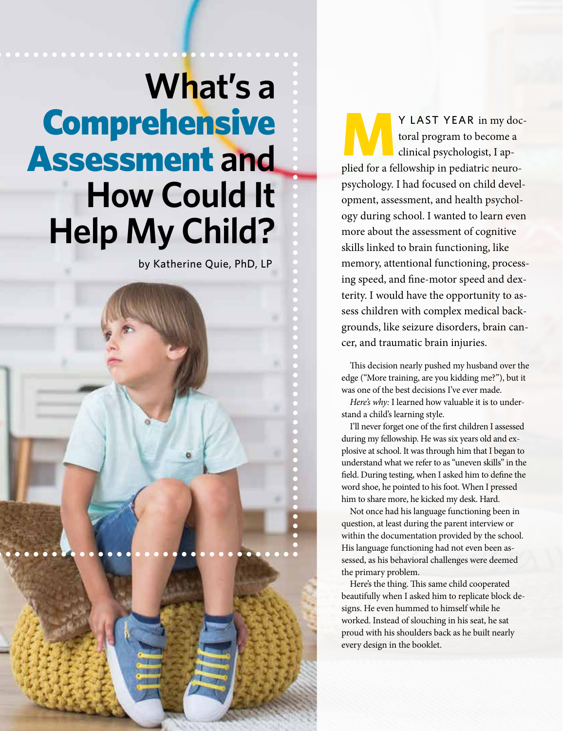# What's a Comprehensive Assessment and How Could It Help My Child?

by Katherine Quie, PhD, LP

MY LAST YEAR in my doctoral program to become a clinical psychologist, I applied for a fellowship in pediatric neuropsychology. I had focused on child development, assessment, and health psychology during school. I wanted to learn even more about the assessment of cognitive skills linked to brain functioning, like memory, attentional functioning, processing speed, and fine-motor speed and dexterity. I would have the opportunity to assess children with complex medical backgrounds, like seizure disorders, brain cancer, and traumatic brain injuries.

This decision nearly pushed my husband over the edge ("More training, are you kidding me?"), but it was one of the best decisions I've ever made.

*Here's why:* I learned how valuable it is to understand a child's learning style.

I'll never forget one of the first children I assessed during my fellowship. He was six years old and explosive at school. It was through him that I began to understand what we refer to as "uneven skills" in the field. During testing, when I asked him to define the word shoe, he pointed to his foot. When I pressed him to share more, he kicked my desk. Hard.

Not once had his language functioning been in question, at least during the parent interview or within the documentation provided by the school. His language functioning had not even been assessed, as his behavioral challenges were deemed the primary problem.

Here's the thing. This same child cooperated beautifully when I asked him to replicate block designs. He even hummed to himself while he worked. Instead of slouching in his seat, he sat proud with his shoulders back as he built nearly every design in the booklet.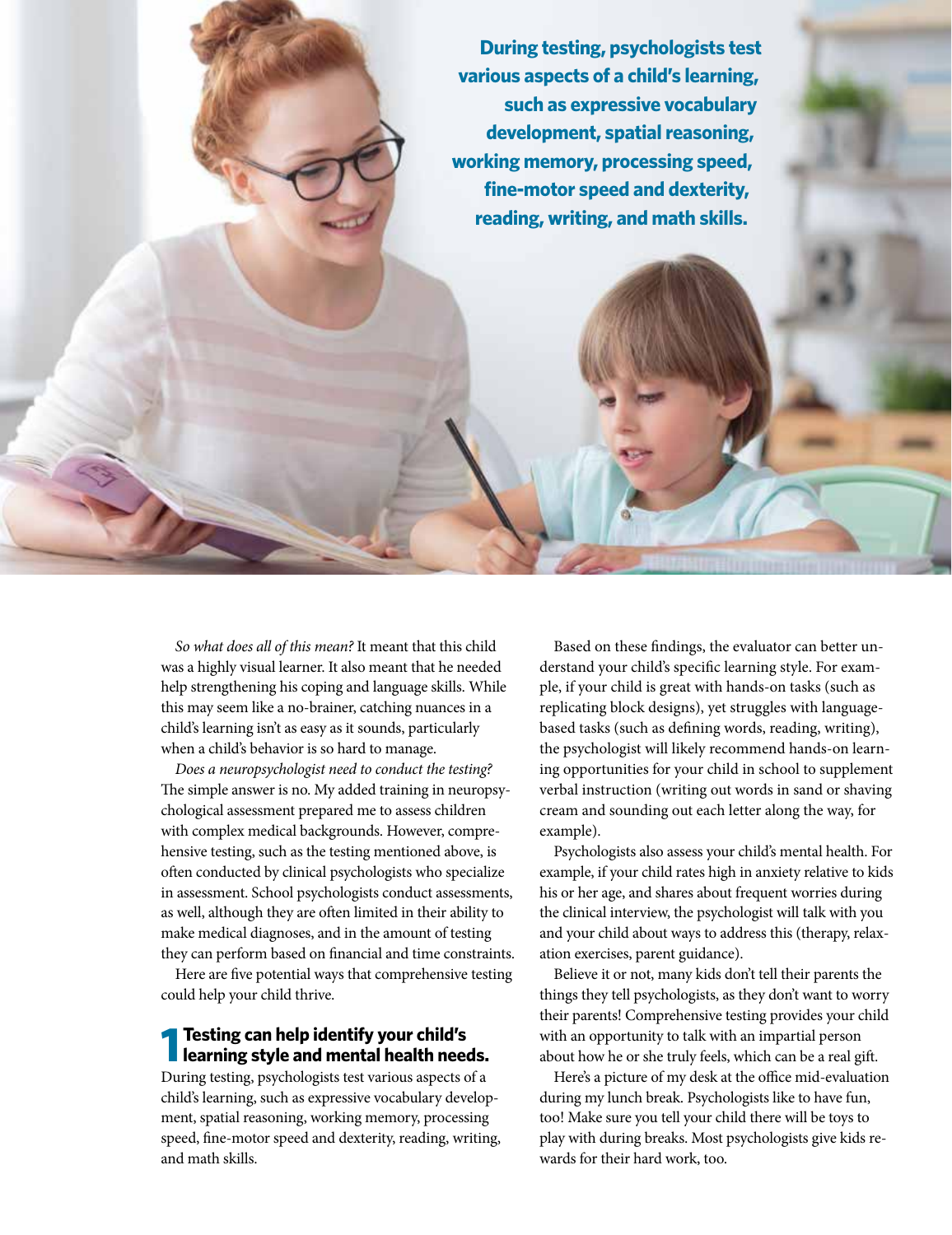**During testing, psychologists test various aspects of a child's learning, such as expressive vocabulary development, spatial reasoning, working memory, processing speed, fine-motor speed and dexterity, reading, writing, and math skills.**

*So what does all of this mean?* It meant that this child was a highly visual learner. It also meant that he needed help strengthening his coping and language skills. While this may seem like a no-brainer, catching nuances in a child's learning isn't as easy as it sounds, particularly when a child's behavior is so hard to manage.

*Does a neuropsychologist need to conduct the testing?* The simple answer is no. My added training in neuropsychological assessment prepared me to assess children with complex medical backgrounds. However, comprehensive testing, such as the testing mentioned above, is often conducted by clinical psychologists who specialize in assessment. School psychologists conduct assessments, as well, although they are often limited in their ability to make medical diagnoses, and in the amount of testing they can perform based on financial and time constraints.

Here are five potential ways that comprehensive testing could help your child thrive.

## 1 Testing can help identify your child's learning style and mental health needs.

During testing, psychologists test various aspects of a child's learning, such as expressive vocabulary development, spatial reasoning, working memory, processing speed, fine-motor speed and dexterity, reading, writing, and math skills.

Based on these findings, the evaluator can better understand your child's specific learning style. For example, if your child is great with hands-on tasks (such as replicating block designs), yet struggles with language-based tasks (such as defining words, reading, writing), the psychologist will likely recommend hands-on learning opportunities for your child in school to supplement verbal instruction (writing out words in sand or shaving cream and sounding out each letter along the way, for example).

Psychologists also assess your child's mental health. For example, if your child rates high in anxiety relative to kids his or her age, and shares about frequent worries during the clinical interview, the psychologist will talk with you and your child about ways to address this (therapy, relaxation exercises, parent guidance).

Believe it or not, many kids don't tell their parents the things they tell psychologists, as they don't want to worry their parents! Comprehensive testing provides your child with an opportunity to talk with an impartial person about how he or she truly feels, which can be a real gift.

Here's a picture of my desk at the office mid-evaluation during my lunch break. Psychologists like to have fun, too! Make sure you tell your child there will be toys to play with during breaks. Most psychologists give kids rewards for their hard work, too.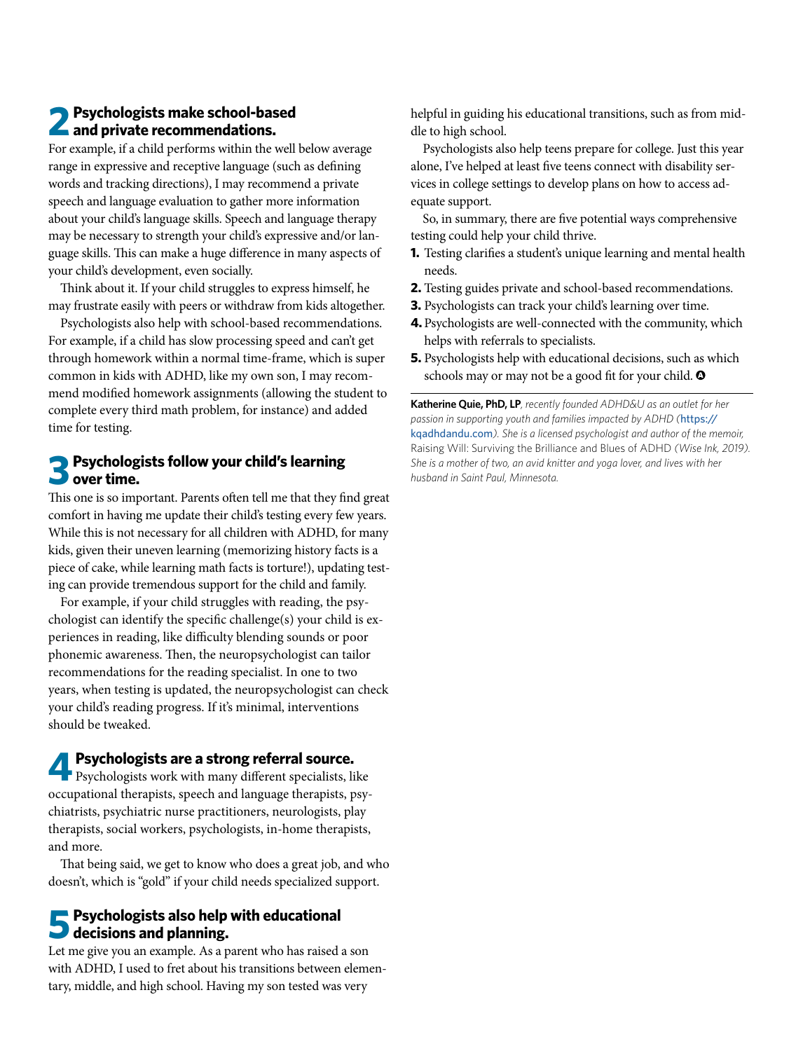## 2 Psychologists make school-based and private recommendations.

For example, if a child performs within the well below average range in expressive and receptive language (such as defining words and tracking directions), I may recommend a private speech and language evaluation to gather more information about your child's language skills. Speech and language therapy may be necessary to strength your child's expressive and/or language skills. This can make a huge difference in many aspects of your child's development, even socially.

Think about it. If your child struggles to express himself, he may frustrate easily with peers or withdraw from kids altogether.

Psychologists also help with school-based recommendations. For example, if a child has slow processing speed and can't get through homework within a normal time-frame, which is super common in kids with ADHD, like my own son, I may recommend modified homework assignments (allowing the student to complete every third math problem, for instance) and added time for testing.

## 3 Psychologists follow your child's learning over time.

This one is so important. Parents often tell me that they find great comfort in having me update their child's testing every few years. While this is not necessary for all children with ADHD, for many kids, given their uneven learning (memorizing history facts is a piece of cake, while learning math facts is torture!), updating testing can provide tremendous support for the child and family.

For example, if your child struggles with reading, the psychologist can identify the specific challenge(s) your child is experiences in reading, like difficulty blending sounds or poor phonemic awareness. Then, the neuropsychologist can tailor recommendations for the reading specialist. In one to two years, when testing is updated, the neuropsychologist can check your child's reading progress. If it's minimal, interventions should be tweaked.

## 4 Psychologists are a strong referral source.

Psychologists work with many different specialists, like occupational therapists, speech and language therapists, psychiatrists, psychiatric nurse practitioners, neurologists, play therapists, social workers, psychologists, in-home therapists, and more.

That being said, we get to know who does a great job, and who doesn't, which is "gold" if your child needs specialized support.

## 5 Psychologists also help with educational decisions and planning.

Let me give you an example. As a parent who has raised a son with ADHD, I used to fret about his transitions between elementary, middle, and high school. Having my son tested was very helpful in guiding his educational transitions, such as from middle to high school.

Psychologists also help teens prepare for college. Just this year alone, I've helped at least five teens connect with disability services in college settings to develop plans on how to access adequate support.

So, in summary, there are five potential ways comprehensive testing could help your child thrive.

1. Testing clarifies a student's unique learning and mental health needs.
2. Testing guides private and school-based recommendations.
3. Psychologists can track your child's learning over time.
4. Psychologists are well-connected with the community, which helps with referrals to specialists.
5. Psychologists help with educational decisions, such as which schools may or may not be a good fit for your child. ❂

---

**Katherine Quie, PhD, LP**, *recently founded ADHD&U as an outlet for her passion in supporting youth and families impacted by ADHD (https://kqadhdandu.com). She is a licensed psychologist and author of the memoir,* Raising Will: Surviving the Brilliance and Blues of ADHD *(Wise Ink, 2019). She is a mother of two, an avid knitter and yoga lover, and lives with her husband in Saint Paul, Minnesota.*